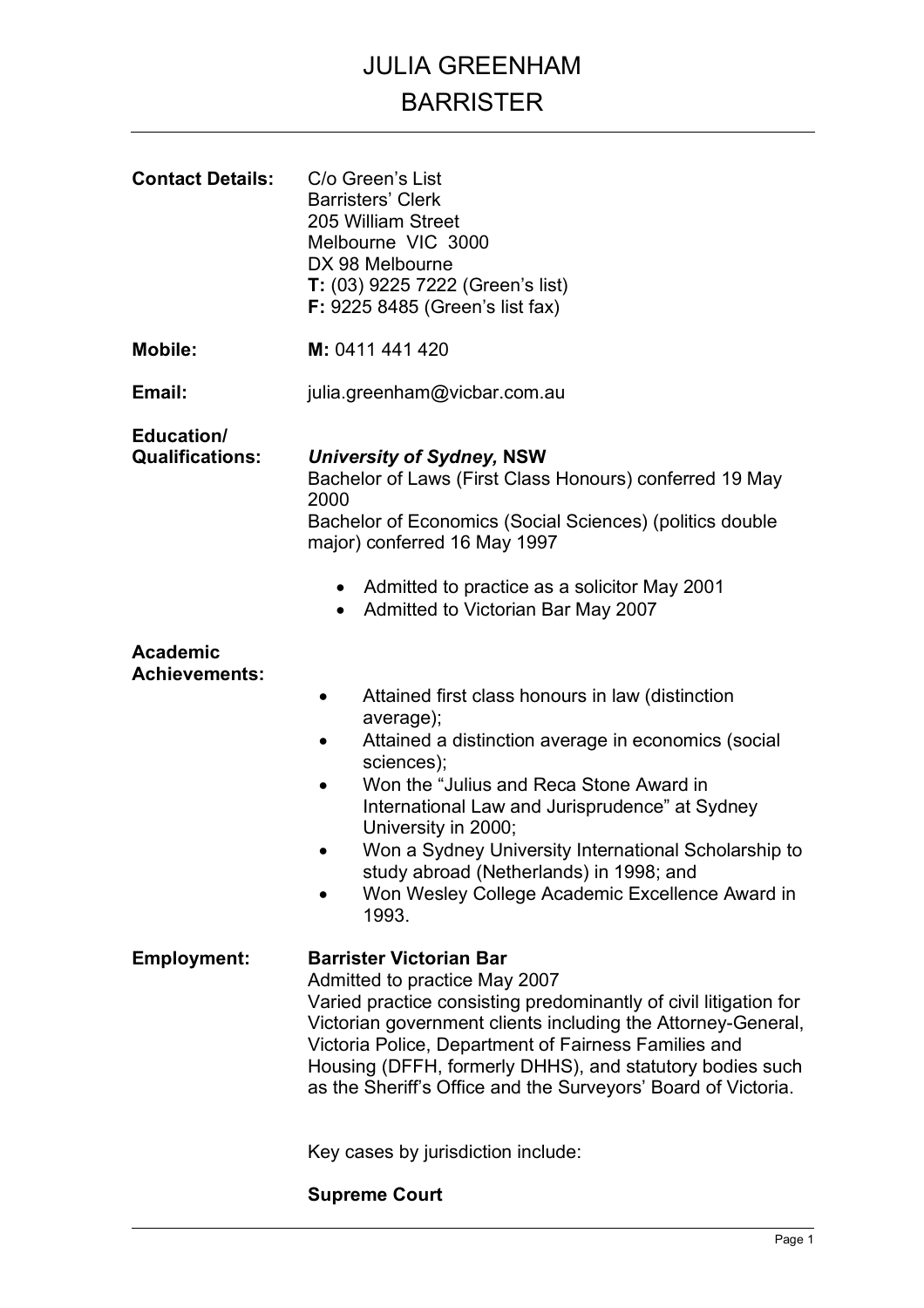# JULIA GREENHAM
# BARRISTER

**Contact Details:**
C/o Green's List
Barristers' Clerk
205 William Street
Melbourne VIC 3000
DX 98 Melbourne
**T:** (03) 9225 7222 (Green's list)
**F:** 9225 8485 (Green's list fax)

**Mobile:** **M:** 0411 441 420

**Email:** julia.greenham@vicbar.com.au

**Education/ Qualifications:**

***University of Sydney,* NSW**
Bachelor of Laws (First Class Honours) conferred 19 May 2000
Bachelor of Economics (Social Sciences) (politics double major) conferred 16 May 1997

- Admitted to practice as a solicitor May 2001
- Admitted to Victorian Bar May 2007

**Academic Achievements:**

- Attained first class honours in law (distinction average);
- Attained a distinction average in economics (social sciences);
- Won the "Julius and Reca Stone Award in International Law and Jurisprudence" at Sydney University in 2000;
- Won a Sydney University International Scholarship to study abroad (Netherlands) in 1998; and
- Won Wesley College Academic Excellence Award in 1993.

**Employment:**

**Barrister Victorian Bar**
Admitted to practice May 2007
Varied practice consisting predominantly of civil litigation for Victorian government clients including the Attorney-General, Victoria Police, Department of Fairness Families and Housing (DFFH, formerly DHHS), and statutory bodies such as the Sheriff's Office and the Surveyors' Board of Victoria.

Key cases by jurisdiction include:

**Supreme Court**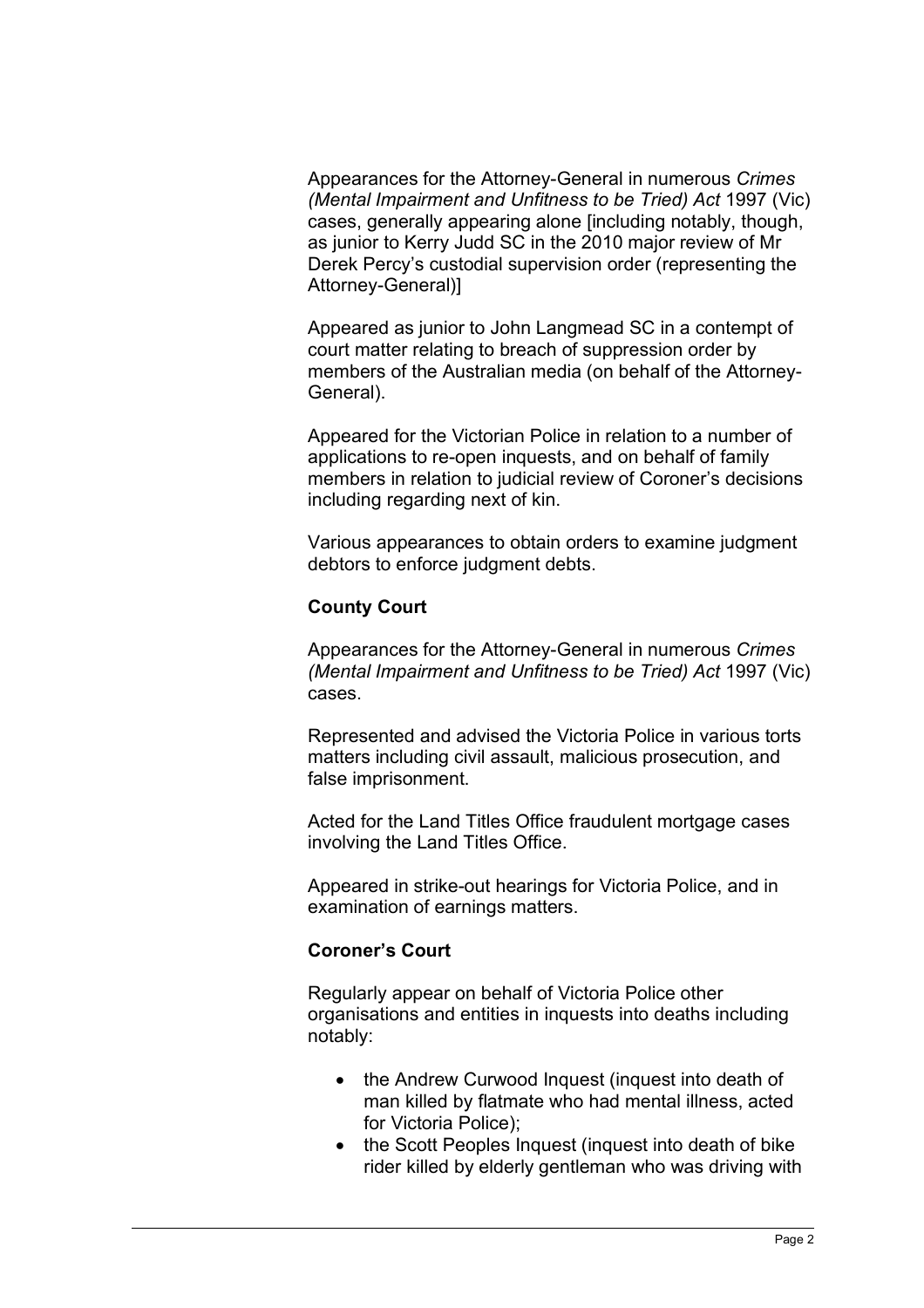Appearances for the Attorney-General in numerous *Crimes (Mental Impairment and Unfitness to be Tried) Act* 1997 (Vic) cases, generally appearing alone [including notably, though, as junior to Kerry Judd SC in the 2010 major review of Mr Derek Percy's custodial supervision order (representing the Attorney-General)]

Appeared as junior to John Langmead SC in a contempt of court matter relating to breach of suppression order by members of the Australian media (on behalf of the Attorney-General).

Appeared for the Victorian Police in relation to a number of applications to re-open inquests, and on behalf of family members in relation to judicial review of Coroner's decisions including regarding next of kin.

Various appearances to obtain orders to examine judgment debtors to enforce judgment debts.

**County Court**

Appearances for the Attorney-General in numerous *Crimes (Mental Impairment and Unfitness to be Tried) Act* 1997 (Vic) cases.

Represented and advised the Victoria Police in various torts matters including civil assault, malicious prosecution, and false imprisonment.

Acted for the Land Titles Office fraudulent mortgage cases involving the Land Titles Office.

Appeared in strike-out hearings for Victoria Police, and in examination of earnings matters.

**Coroner's Court**

Regularly appear on behalf of Victoria Police other organisations and entities in inquests into deaths including notably:

- the Andrew Curwood Inquest (inquest into death of man killed by flatmate who had mental illness, acted for Victoria Police);
- the Scott Peoples Inquest (inquest into death of bike rider killed by elderly gentleman who was driving with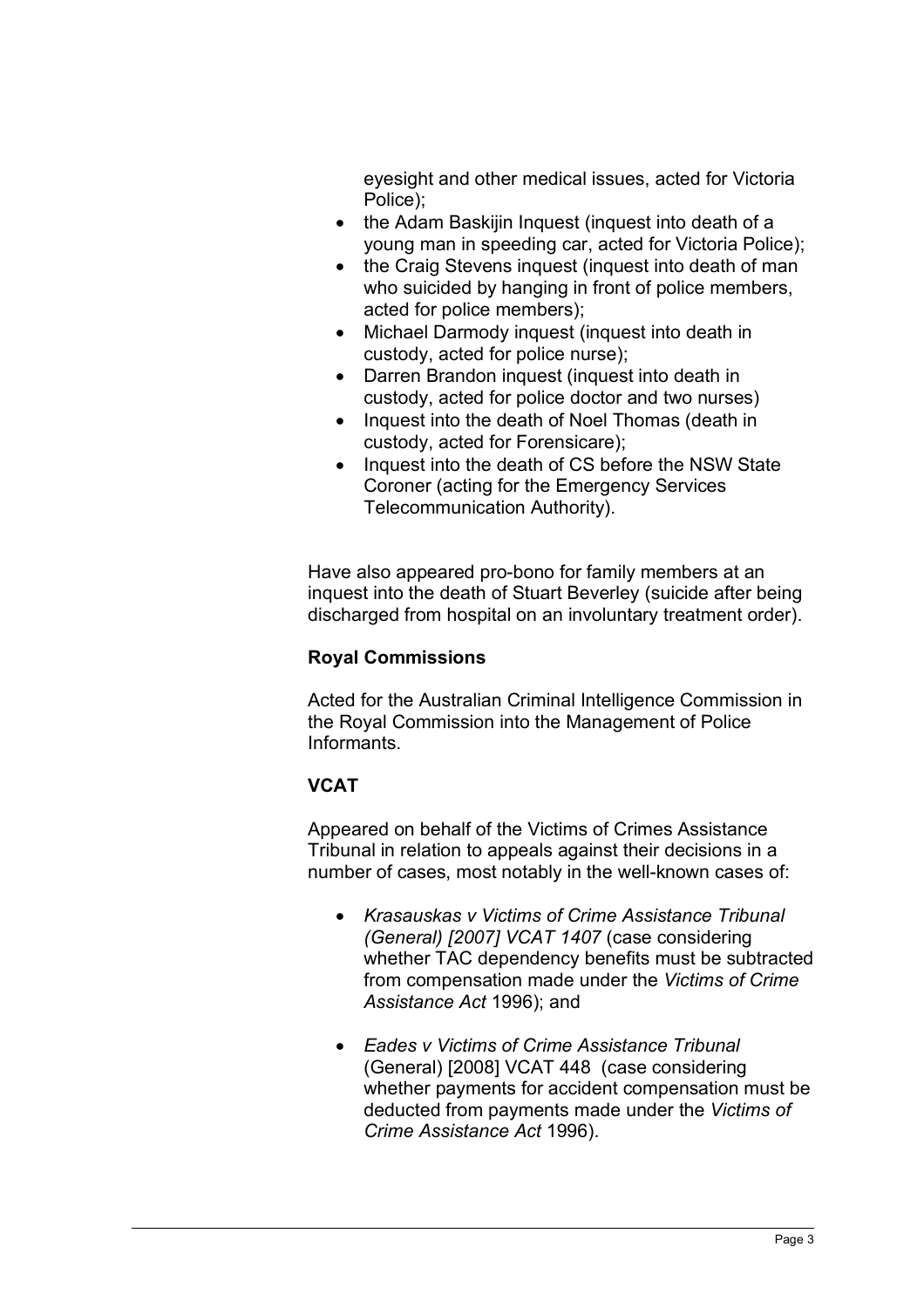eyesight and other medical issues, acted for Victoria Police);

- the Adam Baskijin Inquest (inquest into death of a young man in speeding car, acted for Victoria Police);
- the Craig Stevens inquest (inquest into death of man who suicided by hanging in front of police members, acted for police members);
- Michael Darmody inquest (inquest into death in custody, acted for police nurse);
- Darren Brandon inquest (inquest into death in custody, acted for police doctor and two nurses)
- Inquest into the death of Noel Thomas (death in custody, acted for Forensicare);
- Inquest into the death of CS before the NSW State Coroner (acting for the Emergency Services Telecommunication Authority).

Have also appeared pro-bono for family members at an inquest into the death of Stuart Beverley (suicide after being discharged from hospital on an involuntary treatment order).

**Royal Commissions**

Acted for the Australian Criminal Intelligence Commission in the Royal Commission into the Management of Police Informants.

**VCAT**

Appeared on behalf of the Victims of Crimes Assistance Tribunal in relation to appeals against their decisions in a number of cases, most notably in the well-known cases of:

- *Krasauskas v Victims of Crime Assistance Tribunal (General) [2007] VCAT 1407* (case considering whether TAC dependency benefits must be subtracted from compensation made under the *Victims of Crime Assistance Act* 1996); and

- *Eades v Victims of Crime Assistance Tribunal* (General) [2008] VCAT 448 (case considering whether payments for accident compensation must be deducted from payments made under the *Victims of Crime Assistance Act* 1996).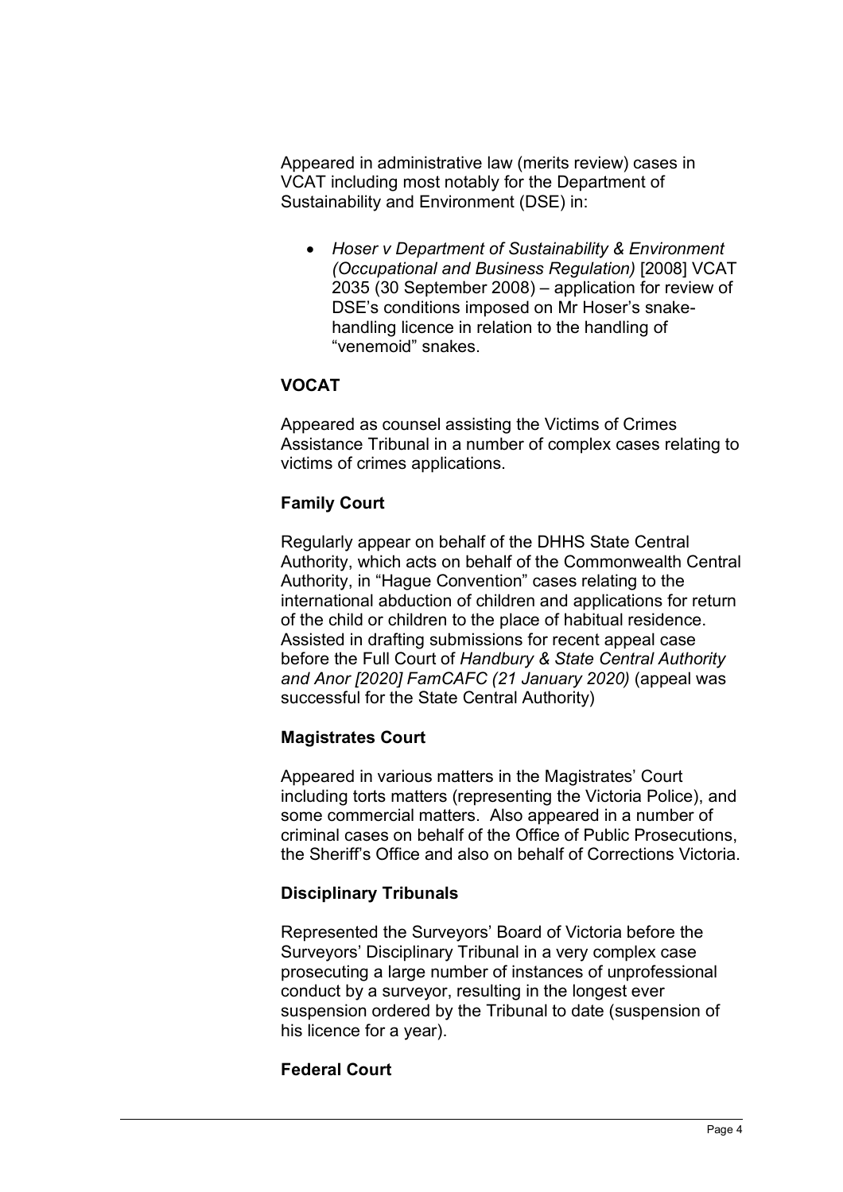Appeared in administrative law (merits review) cases in VCAT including most notably for the Department of Sustainability and Environment (DSE) in:

- *Hoser v Department of Sustainability & Environment (Occupational and Business Regulation)* [2008] VCAT 2035 (30 September 2008) – application for review of DSE's conditions imposed on Mr Hoser's snake-handling licence in relation to the handling of "venemoid" snakes.

**VOCAT**

Appeared as counsel assisting the Victims of Crimes Assistance Tribunal in a number of complex cases relating to victims of crimes applications.

**Family Court**

Regularly appear on behalf of the DHHS State Central Authority, which acts on behalf of the Commonwealth Central Authority, in "Hague Convention" cases relating to the international abduction of children and applications for return of the child or children to the place of habitual residence. Assisted in drafting submissions for recent appeal case before the Full Court of *Handbury & State Central Authority and Anor [2020] FamCAFC (21 January 2020)* (appeal was successful for the State Central Authority)

**Magistrates Court**

Appeared in various matters in the Magistrates' Court including torts matters (representing the Victoria Police), and some commercial matters. Also appeared in a number of criminal cases on behalf of the Office of Public Prosecutions, the Sheriff's Office and also on behalf of Corrections Victoria.

**Disciplinary Tribunals**

Represented the Surveyors' Board of Victoria before the Surveyors' Disciplinary Tribunal in a very complex case prosecuting a large number of instances of unprofessional conduct by a surveyor, resulting in the longest ever suspension ordered by the Tribunal to date (suspension of his licence for a year).

**Federal Court**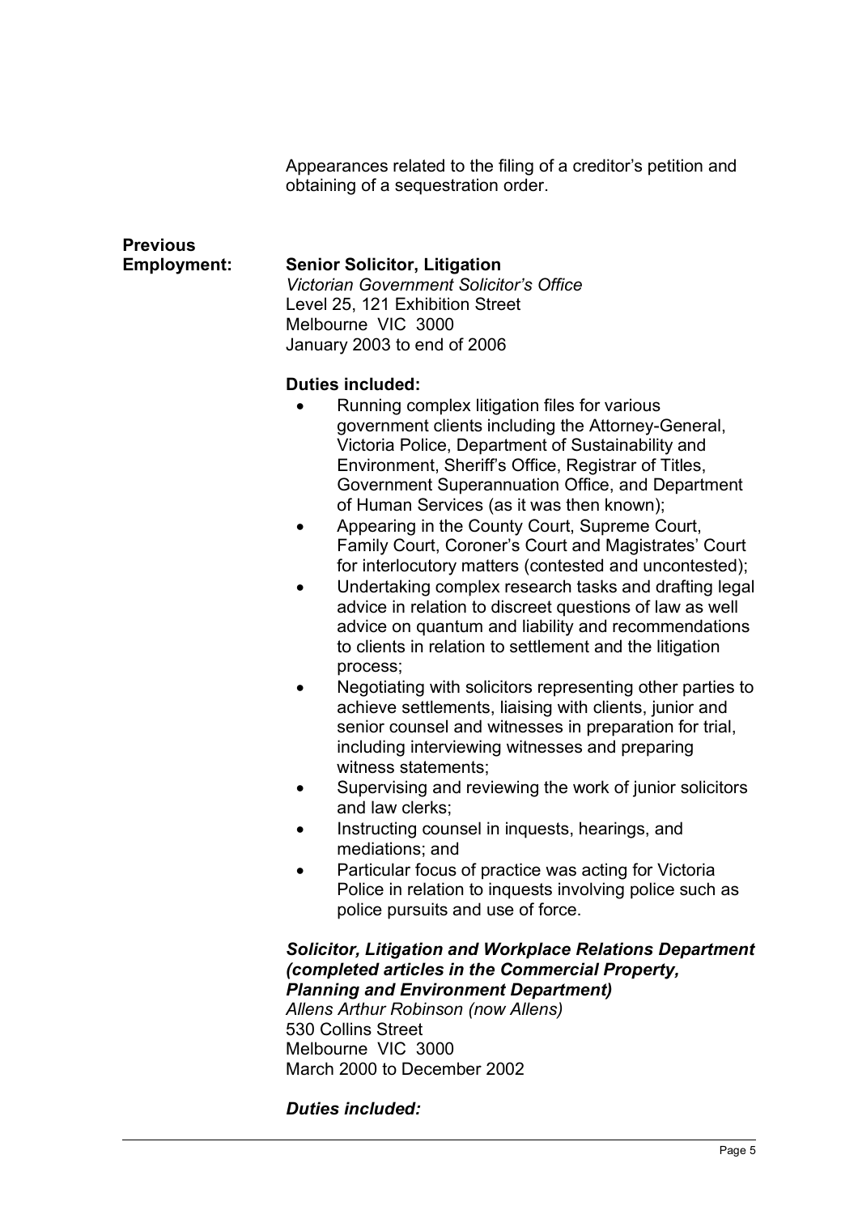Appearances related to the filing of a creditor's petition and obtaining of a sequestration order.

**Previous Employment:**

**Senior Solicitor, Litigation**
*Victorian Government Solicitor's Office*
Level 25, 121 Exhibition Street
Melbourne VIC 3000
January 2003 to end of 2006

**Duties included:**

- Running complex litigation files for various government clients including the Attorney-General, Victoria Police, Department of Sustainability and Environment, Sheriff's Office, Registrar of Titles, Government Superannuation Office, and Department of Human Services (as it was then known);
- Appearing in the County Court, Supreme Court, Family Court, Coroner's Court and Magistrates' Court for interlocutory matters (contested and uncontested);
- Undertaking complex research tasks and drafting legal advice in relation to discreet questions of law as well advice on quantum and liability and recommendations to clients in relation to settlement and the litigation process;
- Negotiating with solicitors representing other parties to achieve settlements, liaising with clients, junior and senior counsel and witnesses in preparation for trial, including interviewing witnesses and preparing witness statements;
- Supervising and reviewing the work of junior solicitors and law clerks;
- Instructing counsel in inquests, hearings, and mediations; and
- Particular focus of practice was acting for Victoria Police in relation to inquests involving police such as police pursuits and use of force.

***Solicitor, Litigation and Workplace Relations Department (completed articles in the Commercial Property, Planning and Environment Department)***
*Allens Arthur Robinson (now Allens)*
530 Collins Street
Melbourne VIC 3000
March 2000 to December 2002

***Duties included:***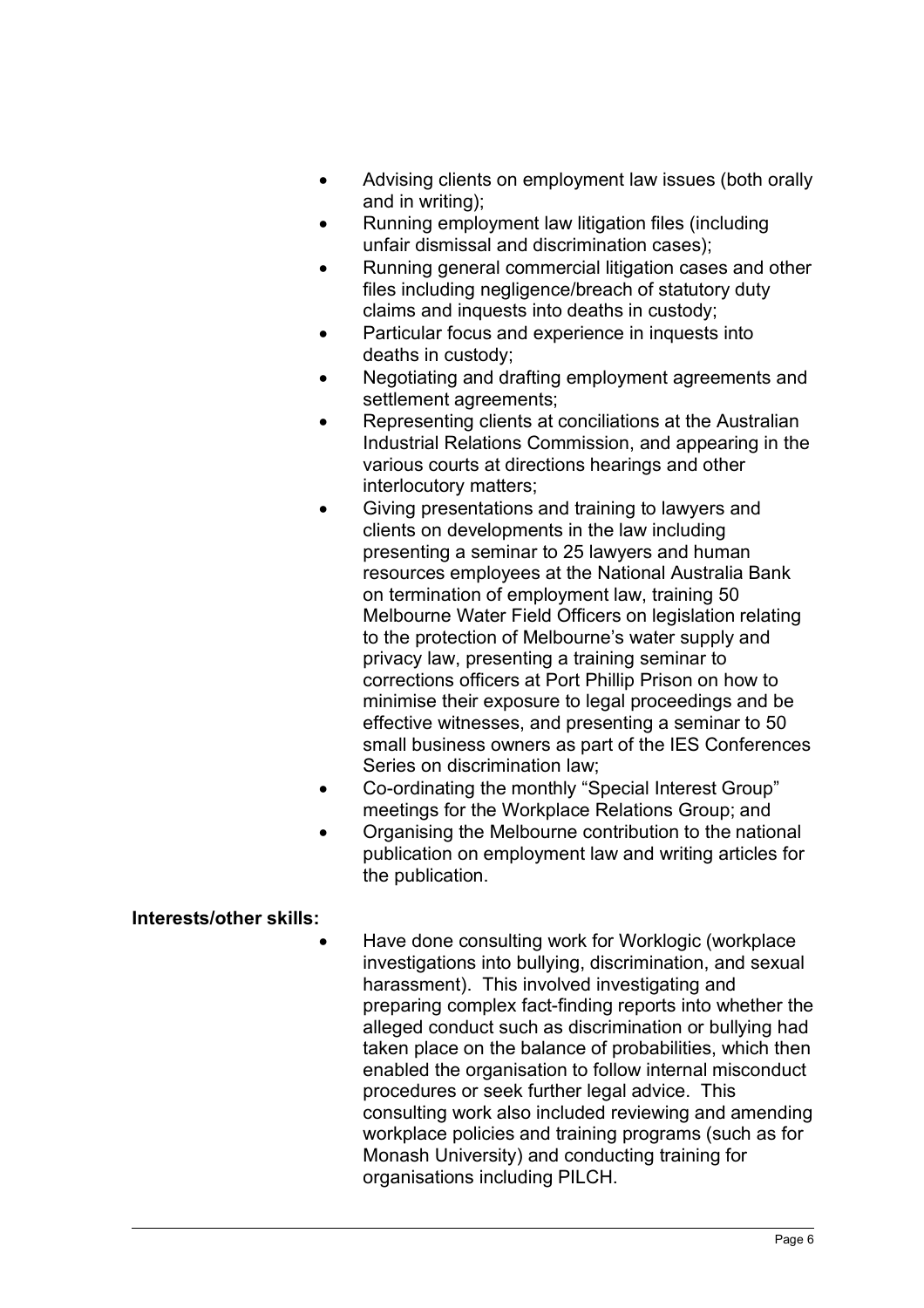- Advising clients on employment law issues (both orally and in writing);
- Running employment law litigation files (including unfair dismissal and discrimination cases);
- Running general commercial litigation cases and other files including negligence/breach of statutory duty claims and inquests into deaths in custody;
- Particular focus and experience in inquests into deaths in custody;
- Negotiating and drafting employment agreements and settlement agreements;
- Representing clients at conciliations at the Australian Industrial Relations Commission, and appearing in the various courts at directions hearings and other interlocutory matters;
- Giving presentations and training to lawyers and clients on developments in the law including presenting a seminar to 25 lawyers and human resources employees at the National Australia Bank on termination of employment law, training 50 Melbourne Water Field Officers on legislation relating to the protection of Melbourne's water supply and privacy law, presenting a training seminar to corrections officers at Port Phillip Prison on how to minimise their exposure to legal proceedings and be effective witnesses, and presenting a seminar to 50 small business owners as part of the IES Conferences Series on discrimination law;
- Co-ordinating the monthly "Special Interest Group" meetings for the Workplace Relations Group; and
- Organising the Melbourne contribution to the national publication on employment law and writing articles for the publication.

**Interests/other skills:**

- Have done consulting work for Worklogic (workplace investigations into bullying, discrimination, and sexual harassment). This involved investigating and preparing complex fact-finding reports into whether the alleged conduct such as discrimination or bullying had taken place on the balance of probabilities, which then enabled the organisation to follow internal misconduct procedures or seek further legal advice. This consulting work also included reviewing and amending workplace policies and training programs (such as for Monash University) and conducting training for organisations including PILCH.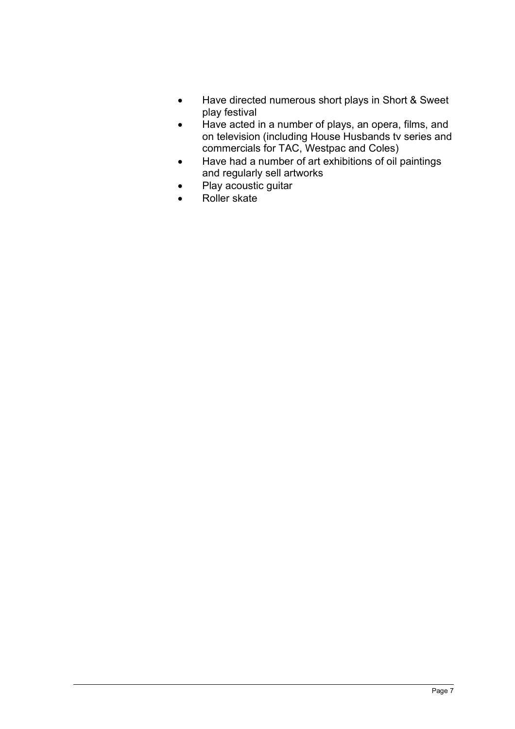- Have directed numerous short plays in Short & Sweet play festival
- Have acted in a number of plays, an opera, films, and on television (including House Husbands tv series and commercials for TAC, Westpac and Coles)
- Have had a number of art exhibitions of oil paintings and regularly sell artworks
- Play acoustic guitar
- Roller skate